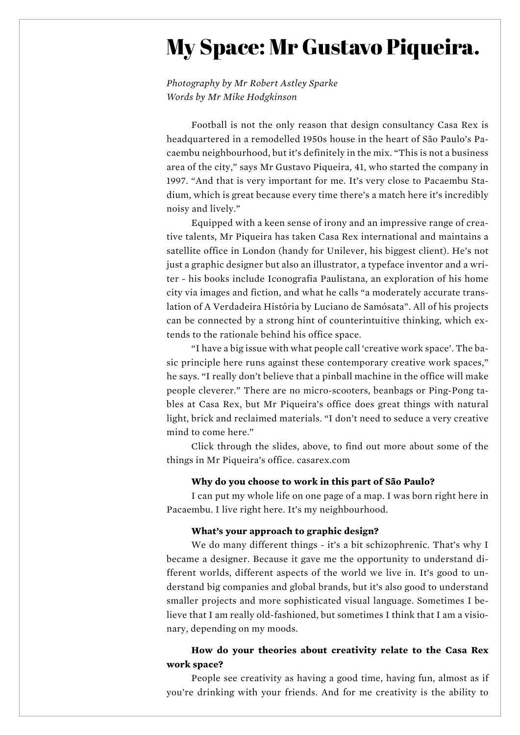# My Space: Mr Gustavo Piqueira.

*Photography by Mr Robert Astley Sparke*
*Words by Mr Mike Hodgkinson*

Football is not the only reason that design consultancy Casa Rex is headquartered in a remodelled 1950s house in the heart of São Paulo's Pacaembu neighbourhood, but it's definitely in the mix. "This is not a business area of the city," says Mr Gustavo Piqueira, 41, who started the company in 1997. "And that is very important for me. It's very close to Pacaembu Stadium, which is great because every time there's a match here it's incredibly noisy and lively."

Equipped with a keen sense of irony and an impressive range of creative talents, Mr Piqueira has taken Casa Rex international and maintains a satellite office in London (handy for Unilever, his biggest client). He's not just a graphic designer but also an illustrator, a typeface inventor and a writer - his books include Iconografia Paulistana, an exploration of his home city via images and fiction, and what he calls "a moderately accurate translation of A Verdadeira História by Luciano de Samósata". All of his projects can be connected by a strong hint of counterintuitive thinking, which extends to the rationale behind his office space.

"I have a big issue with what people call 'creative work space'. The basic principle here runs against these contemporary creative work spaces," he says. "I really don't believe that a pinball machine in the office will make people cleverer." There are no micro-scooters, beanbags or Ping-Pong tables at Casa Rex, but Mr Piqueira's office does great things with natural light, brick and reclaimed materials. "I don't need to seduce a very creative mind to come here."

Click through the slides, above, to find out more about some of the things in Mr Piqueira's office. casarex.com

**Why do you choose to work in this part of São Paulo?**

I can put my whole life on one page of a map. I was born right here in Pacaembu. I live right here. It's my neighbourhood.

**What's your approach to graphic design?**

We do many different things - it's a bit schizophrenic. That's why I became a designer. Because it gave me the opportunity to understand different worlds, different aspects of the world we live in. It's good to understand big companies and global brands, but it's also good to understand smaller projects and more sophisticated visual language. Sometimes I believe that I am really old-fashioned, but sometimes I think that I am a visionary, depending on my moods.

**How do your theories about creativity relate to the Casa Rex work space?**

People see creativity as having a good time, having fun, almost as if you're drinking with your friends. And for me creativity is the ability to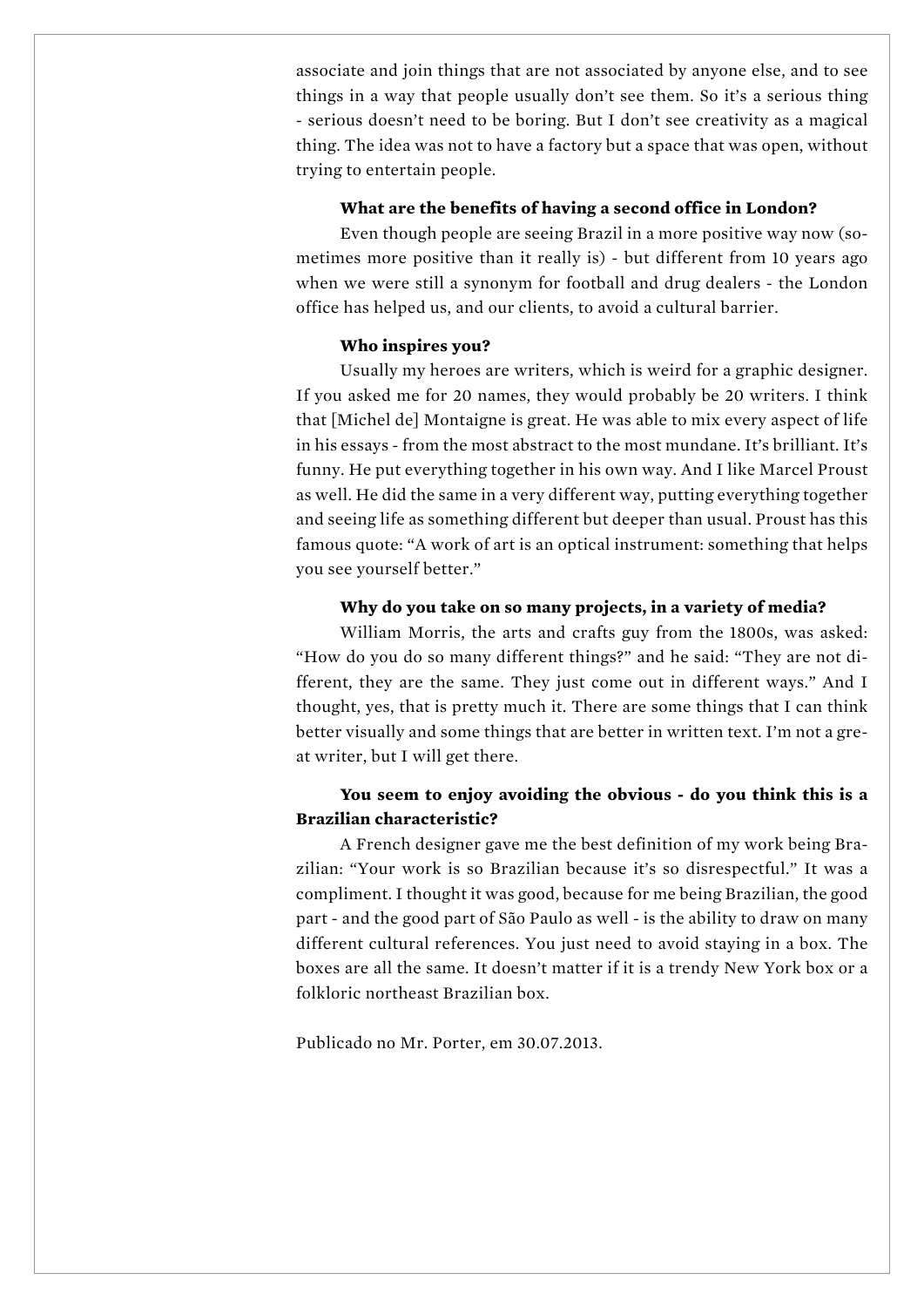associate and join things that are not associated by anyone else, and to see things in a way that people usually don't see them. So it's a serious thing - serious doesn't need to be boring. But I don't see creativity as a magical thing. The idea was not to have a factory but a space that was open, without trying to entertain people.

**What are the benefits of having a second office in London?**

Even though people are seeing Brazil in a more positive way now (sometimes more positive than it really is) - but different from 10 years ago when we were still a synonym for football and drug dealers - the London office has helped us, and our clients, to avoid a cultural barrier.

**Who inspires you?**

Usually my heroes are writers, which is weird for a graphic designer. If you asked me for 20 names, they would probably be 20 writers. I think that [Michel de] Montaigne is great. He was able to mix every aspect of life in his essays - from the most abstract to the most mundane. It's brilliant. It's funny. He put everything together in his own way. And I like Marcel Proust as well. He did the same in a very different way, putting everything together and seeing life as something different but deeper than usual. Proust has this famous quote: "A work of art is an optical instrument: something that helps you see yourself better."

**Why do you take on so many projects, in a variety of media?**

William Morris, the arts and crafts guy from the 1800s, was asked: "How do you do so many different things?" and he said: "They are not different, they are the same. They just come out in different ways." And I thought, yes, that is pretty much it. There are some things that I can think better visually and some things that are better in written text. I'm not a great writer, but I will get there.

**You seem to enjoy avoiding the obvious - do you think this is a Brazilian characteristic?**

A French designer gave me the best definition of my work being Brazilian: "Your work is so Brazilian because it's so disrespectful." It was a compliment. I thought it was good, because for me being Brazilian, the good part - and the good part of São Paulo as well - is the ability to draw on many different cultural references. You just need to avoid staying in a box. The boxes are all the same. It doesn't matter if it is a trendy New York box or a folkloric northeast Brazilian box.

Publicado no Mr. Porter, em 30.07.2013.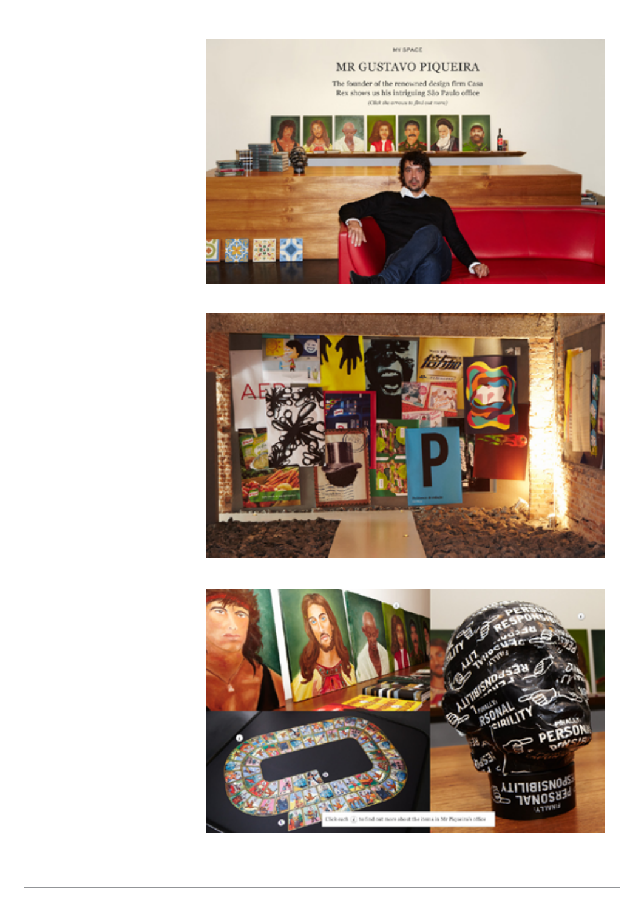MY SPACE

## MR GUSTAVO PIQUEIRA

The founder of the renowned design firm Casa Rex shows us his intriguing São Paulo office

*(Click the arrows to find out more)*

Click each ⊕ to find out more about the items in Mr Piqueira's office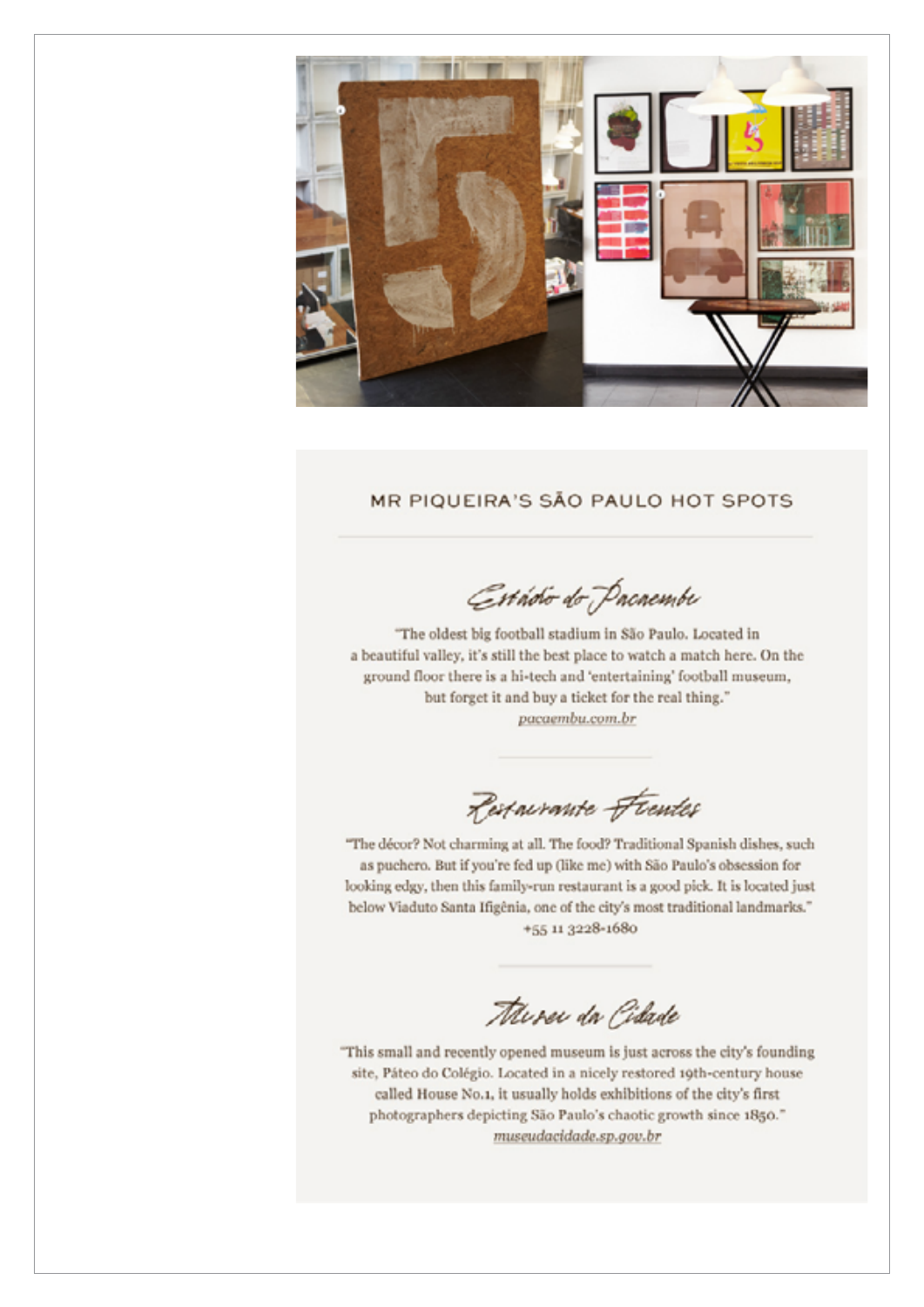## MR PIQUEIRA'S SÃO PAULO HOT SPOTS

### Estádio do Pacaembu

"The oldest big football stadium in São Paulo. Located in a beautiful valley, it's still the best place to watch a match here. On the ground floor there is a hi-tech and 'entertaining' football museum, but forget it and buy a ticket for the real thing."
pacaembu.com.br

### Restaurante Fuentes

"The décor? Not charming at all. The food? Traditional Spanish dishes, such as puchero. But if you're fed up (like me) with São Paulo's obsession for looking edgy, then this family-run restaurant is a good pick. It is located just below Viaduto Santa Ifigênia, one of the city's most traditional landmarks."
+55 11 3228-1680

### Museu da Cidade

"This small and recently opened museum is just across the city's founding site, Páteo do Colégio. Located in a nicely restored 19th-century house called House No.1, it usually holds exhibitions of the city's first photographers depicting São Paulo's chaotic growth since 1850."
museudacidade.sp.gov.br